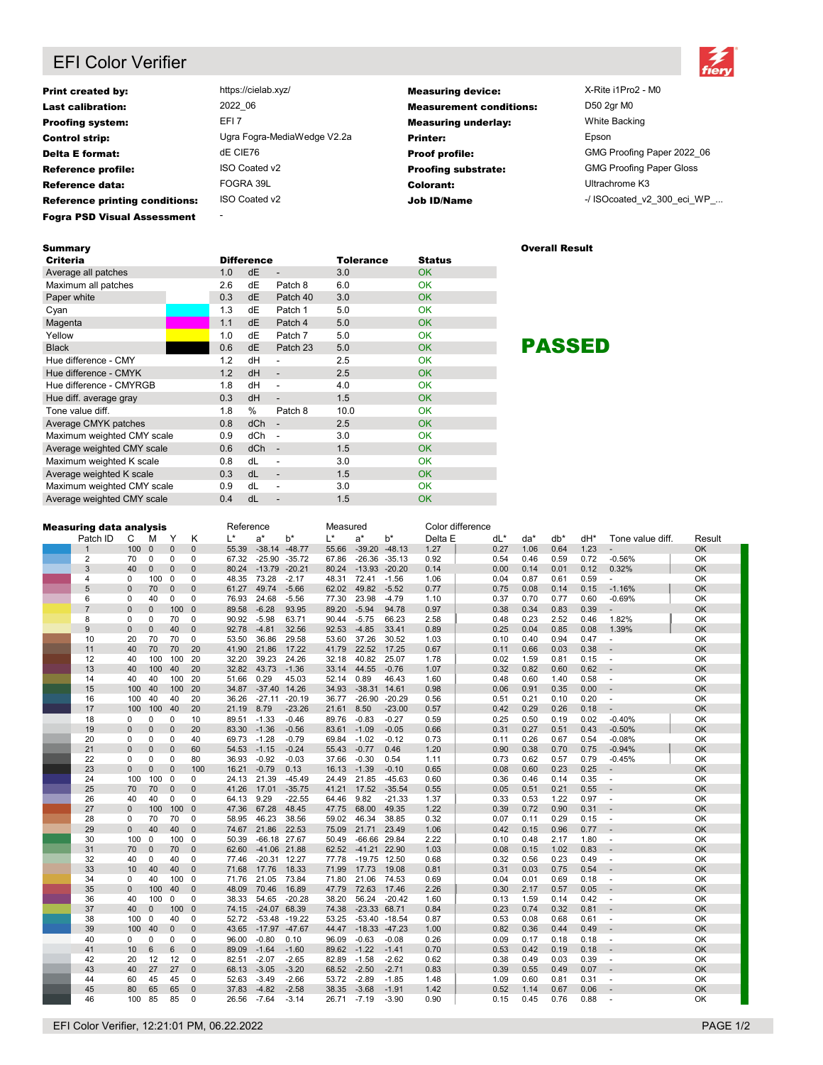# EFI Color Verifier

| | | | |
|---|---|---|---|
| **Print created by:** | https://cielab.xyz/ | **Measuring device:** | X-Rite i1Pro2 - M0 |
| **Last calibration:** | 2022_06 | **Measurement conditions:** | D50 2gr M0 |
| **Proofing system:** | EFI 7 | **Measuring underlay:** | White Backing |
| **Control strip:** | Ugra Fogra-MediaWedge V2.2a | **Printer:** | Epson |
| **Delta E format:** | dE CIE76 | **Proof profile:** | GMG Proofing Paper 2022_06 |
| **Reference profile:** | ISO Coated v2 | **Proofing substrate:** | GMG Proofing Paper Gloss |
| **Reference data:** | FOGRA 39L | **Colorant:** | Ultrachrome K3 |
| **Reference printing conditions:** | ISO Coated v2 | **Job ID/Name** | -/ ISOcoated_v2_300_eci_WP_... |
| **Fogra PSD Visual Assessment** | - | | |

## Summary

| Criteria | Difference | | | Tolerance | Status |
|---|---|---|---|---|---|
| Average all patches | 1.0 | dE | - | 3.0 | OK |
| Maximum all patches | 2.6 | dE | Patch 8 | 6.0 | OK |
| Paper white | 0.3 | dE | Patch 40 | 3.0 | OK |
| Cyan | 1.3 | dE | Patch 1 | 5.0 | OK |
| Magenta | 1.1 | dE | Patch 4 | 5.0 | OK |
| Yellow | 1.0 | dE | Patch 7 | 5.0 | OK |
| Black | 0.6 | dE | Patch 23 | 5.0 | OK |
| Hue difference - CMY | 1.2 | dH | - | 2.5 | OK |
| Hue difference - CMYK | 1.2 | dH | - | 2.5 | OK |
| Hue difference - CMYRGB | 1.8 | dH | - | 4.0 | OK |
| Hue diff. average gray | 0.3 | dH | - | 1.5 | OK |
| Tone value diff. | 1.8 | % | Patch 8 | 10.0 | OK |
| Average CMYK patches | 0.8 | dCh | - | 2.5 | OK |
| Maximum weighted CMY scale | 0.9 | dCh | - | 3.0 | OK |
| Average weighted CMY scale | 0.6 | dCh | - | 1.5 | OK |
| Maximum weighted K scale | 0.8 | dL | - | 3.0 | OK |
| Average weighted K scale | 0.3 | dL | - | 1.5 | OK |
| Maximum weighted CMY scale | 0.9 | dL | - | 3.0 | OK |
| Average weighted CMY scale | 0.4 | dL | - | 1.5 | OK |

**Overall Result**

**PASSED**

## Measuring data analysis

| Patch ID | C | M | Y | K | Reference L* | Reference a* | Reference b* | Measured L* | Measured a* | Measured b* | Delta E | dL* | da* | db* | dH* | Tone value diff. | Result |
|---|---|---|---|---|---|---|---|---|---|---|---|---|---|---|---|---|---|
| 1 | 100 | 0 | 0 | 0 | 55.39 | -38.14 | -48.77 | 55.66 | -39.20 | -48.13 | 1.27 | 0.27 | 1.06 | 0.64 | 1.23 | - | OK |
| 2 | 70 | 0 | 0 | 0 | 67.32 | -25.90 | -35.72 | 67.86 | -26.36 | -35.13 | 0.92 | 0.54 | 0.46 | 0.59 | 0.72 | -0.56% | OK |
| 3 | 40 | 0 | 0 | 0 | 80.24 | -13.79 | -20.21 | 80.24 | -13.93 | -20.20 | 0.14 | 0.00 | 0.14 | 0.01 | 0.12 | 0.32% | OK |
| 4 | 0 | 100 | 0 | 0 | 48.35 | 73.28 | -2.17 | 48.31 | 72.41 | -1.56 | 1.06 | 0.04 | 0.87 | 0.61 | 0.59 | - | OK |
| 5 | 0 | 70 | 0 | 0 | 61.27 | 49.74 | -5.66 | 62.02 | 49.82 | -5.52 | 0.77 | 0.75 | 0.08 | 0.14 | 0.15 | -1.16% | OK |
| 6 | 0 | 40 | 0 | 0 | 76.93 | 24.68 | -5.56 | 77.30 | 23.98 | -4.79 | 1.10 | 0.37 | 0.70 | 0.77 | 0.60 | -0.69% | OK |
| 7 | 0 | 0 | 100 | 0 | 89.58 | -6.28 | 93.95 | 89.20 | -5.94 | 94.78 | 0.97 | 0.38 | 0.34 | 0.83 | 0.39 | - | OK |
| 8 | 0 | 0 | 70 | 0 | 90.92 | -5.98 | 63.71 | 90.44 | -5.75 | 66.23 | 2.58 | 0.48 | 0.23 | 2.52 | 0.46 | 1.82% | OK |
| 9 | 0 | 0 | 40 | 0 | 92.78 | -4.81 | 32.56 | 92.53 | -4.85 | 33.41 | 0.89 | 0.25 | 0.04 | 0.85 | 0.08 | 1.39% | OK |
| 10 | 20 | 70 | 70 | 0 | 53.50 | 36.86 | 29.58 | 53.60 | 37.26 | 30.52 | 1.03 | 0.10 | 0.40 | 0.94 | 0.47 | - | OK |
| 11 | 40 | 70 | 70 | 20 | 41.90 | 21.86 | 17.22 | 41.79 | 22.52 | 17.25 | 0.67 | 0.11 | 0.66 | 0.03 | 0.38 | - | OK |
| 12 | 40 | 100 | 100 | 20 | 32.20 | 39.23 | 24.26 | 32.18 | 40.82 | 25.07 | 1.78 | 0.02 | 1.59 | 0.81 | 0.15 | - | OK |
| 13 | 40 | 100 | 40 | 20 | 32.82 | 43.73 | -1.36 | 33.14 | 44.55 | -0.76 | 1.07 | 0.32 | 0.82 | 0.60 | 0.62 | - | OK |
| 14 | 40 | 40 | 100 | 20 | 51.66 | 0.29 | 45.03 | 52.14 | 0.89 | 46.43 | 1.60 | 0.48 | 0.60 | 1.40 | 0.58 | - | OK |
| 15 | 100 | 40 | 100 | 20 | 34.87 | -37.40 | 14.26 | 34.93 | -38.31 | 14.61 | 0.98 | 0.06 | 0.91 | 0.35 | 0.00 | - | OK |
| 16 | 100 | 40 | 40 | 20 | 36.26 | -27.11 | -20.19 | 36.77 | -26.90 | -20.29 | 0.56 | 0.51 | 0.21 | 0.10 | 0.20 | - | OK |
| 17 | 100 | 100 | 40 | 20 | 21.19 | 8.79 | -23.26 | 21.61 | 8.50 | -23.00 | 0.57 | 0.42 | 0.29 | 0.26 | 0.18 | - | OK |
| 18 | 0 | 0 | 0 | 10 | 89.51 | -1.33 | -0.46 | 89.76 | -0.83 | -0.27 | 0.59 | 0.25 | 0.50 | 0.19 | 0.02 | -0.40% | OK |
| 19 | 0 | 0 | 0 | 20 | 83.30 | -1.36 | -0.56 | 83.61 | -1.09 | -0.05 | 0.66 | 0.31 | 0.27 | 0.51 | 0.43 | -0.50% | OK |
| 20 | 0 | 0 | 0 | 40 | 69.73 | -1.28 | -0.79 | 69.84 | -1.02 | -0.12 | 0.73 | 0.11 | 0.26 | 0.67 | 0.54 | -0.08% | OK |
| 21 | 0 | 0 | 0 | 60 | 54.53 | -1.15 | -0.24 | 55.43 | -0.77 | 0.46 | 1.20 | 0.90 | 0.38 | 0.70 | 0.75 | -0.94% | OK |
| 22 | 0 | 0 | 0 | 80 | 36.93 | -0.92 | -0.03 | 37.66 | -0.30 | 0.54 | 1.11 | 0.73 | 0.62 | 0.57 | 0.79 | -0.45% | OK |
| 23 | 0 | 0 | 0 | 100 | 16.21 | -0.79 | 0.13 | 16.13 | -1.39 | -0.10 | 0.65 | 0.08 | 0.60 | 0.23 | 0.25 | - | OK |
| 24 | 100 | 100 | 0 | 0 | 24.13 | 21.39 | -45.49 | 24.49 | 21.85 | -45.63 | 0.60 | 0.36 | 0.46 | 0.14 | 0.35 | - | OK |
| 25 | 70 | 70 | 0 | 0 | 41.26 | 17.01 | -35.75 | 41.21 | 17.52 | -35.54 | 0.55 | 0.05 | 0.51 | 0.21 | 0.55 | - | OK |
| 26 | 40 | 40 | 0 | 0 | 64.13 | 9.29 | -22.55 | 64.46 | 9.82 | -21.33 | 1.37 | 0.33 | 0.53 | 1.22 | 0.97 | - | OK |
| 27 | 0 | 100 | 100 | 0 | 47.36 | 67.28 | 48.45 | 47.75 | 68.00 | 49.35 | 1.22 | 0.39 | 0.72 | 0.90 | 0.31 | - | OK |
| 28 | 0 | 70 | 70 | 0 | 58.95 | 46.23 | 38.56 | 59.02 | 46.34 | 38.85 | 0.32 | 0.07 | 0.11 | 0.29 | 0.15 | - | OK |
| 29 | 0 | 40 | 40 | 0 | 74.67 | 21.86 | 22.53 | 75.09 | 21.71 | 23.49 | 1.06 | 0.42 | 0.15 | 0.96 | 0.77 | - | OK |
| 30 | 100 | 0 | 100 | 0 | 50.39 | -66.18 | 27.67 | 50.49 | -66.66 | 29.84 | 2.22 | 0.10 | 0.48 | 2.17 | 1.80 | - | OK |
| 31 | 70 | 0 | 70 | 0 | 62.60 | -41.06 | 21.88 | 62.52 | -41.21 | 22.90 | 1.03 | 0.08 | 0.15 | 1.02 | 0.83 | - | OK |
| 32 | 40 | 0 | 40 | 0 | 77.46 | -20.31 | 12.27 | 77.78 | -19.75 | 12.50 | 0.68 | 0.32 | 0.56 | 0.23 | 0.49 | - | OK |
| 33 | 10 | 40 | 40 | 0 | 71.68 | 17.76 | 18.33 | 71.99 | 17.73 | 19.08 | 0.81 | 0.31 | 0.03 | 0.75 | 0.54 | - | OK |
| 34 | 0 | 40 | 100 | 0 | 71.76 | 21.05 | 73.84 | 71.80 | 21.06 | 74.53 | 0.69 | 0.04 | 0.01 | 0.69 | 0.18 | - | OK |
| 35 | 0 | 100 | 40 | 0 | 48.09 | 70.46 | 16.89 | 47.79 | 72.63 | 17.46 | 2.26 | 0.30 | 2.17 | 0.57 | 0.05 | - | OK |
| 36 | 40 | 100 | 0 | 0 | 38.33 | 54.65 | -20.28 | 38.20 | 56.24 | -20.42 | 1.60 | 0.13 | 1.59 | 0.14 | 0.42 | - | OK |
| 37 | 40 | 0 | 100 | 0 | 74.15 | -24.07 | 68.39 | 74.38 | -23.33 | 68.71 | 0.84 | 0.23 | 0.74 | 0.32 | 0.81 | - | OK |
| 38 | 100 | 0 | 40 | 0 | 52.72 | -53.48 | -19.22 | 53.25 | -53.40 | -18.54 | 0.87 | 0.53 | 0.08 | 0.68 | 0.61 | - | OK |
| 39 | 100 | 40 | 0 | 0 | 43.65 | -17.97 | -47.67 | 44.47 | -18.33 | -47.23 | 1.00 | 0.82 | 0.36 | 0.44 | 0.49 | - | OK |
| 40 | 0 | 0 | 0 | 0 | 96.00 | -0.80 | 0.10 | 96.09 | -0.63 | -0.08 | 0.26 | 0.09 | 0.17 | 0.18 | 0.18 | - | OK |
| 41 | 10 | 6 | 6 | 0 | 89.09 | -1.64 | -1.60 | 89.62 | -1.22 | -1.41 | 0.70 | 0.53 | 0.42 | 0.19 | 0.18 | - | OK |
| 42 | 20 | 12 | 12 | 0 | 82.51 | -2.07 | -2.65 | 82.89 | -1.58 | -2.62 | 0.62 | 0.38 | 0.49 | 0.03 | 0.39 | - | OK |
| 43 | 40 | 27 | 27 | 0 | 68.13 | -3.05 | -3.20 | 68.52 | -2.50 | -2.71 | 0.83 | 0.39 | 0.55 | 0.49 | 0.07 | - | OK |
| 44 | 60 | 45 | 45 | 0 | 52.63 | -3.49 | -2.66 | 53.72 | -2.89 | -1.85 | 1.48 | 1.09 | 0.60 | 0.81 | 0.31 | - | OK |
| 45 | 80 | 65 | 65 | 0 | 37.83 | -4.82 | -2.58 | 38.35 | -3.68 | -1.91 | 1.42 | 0.52 | 1.14 | 0.67 | 0.06 | - | OK |
| 46 | 100 | 85 | 85 | 0 | 26.56 | -7.64 | -3.14 | 26.71 | -7.19 | -3.90 | 0.90 | 0.15 | 0.45 | 0.76 | 0.88 | - | OK |

EFI Color Verifier, 12:21:01 PM, 06.22.2022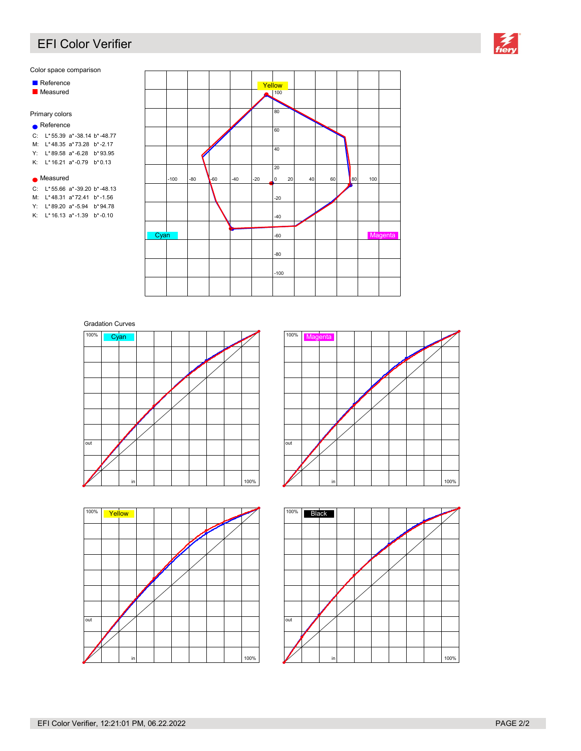# EFI Color Verifier

Color space comparison

- Reference
- Measured

Primary colors

Reference

C: L* 55.39 a* -38.14 b* -48.77
M: L* 48.35 a* 73.28 b* -2.17
Y: L* 89.58 a* -6.28 b* 93.95
K: L* 16.21 a* -0.79 b* 0.13

Measured

C: L* 55.66 a* -39.20 b* -48.13
M: L* 48.31 a* 72.41 b* -1.56
Y: L* 89.20 a* -5.94 b* 94.78
K: L* 16.13 a* -1.39 b* -0.10

Yellow
100
80
60
40
20
-100 -80 -60 -40 -20 0 20 40 60 80 100
-20
-40
-60
-80
-100
Cyan
Magenta

Gradation Curves

Cyan
100%
out
in
100%

Magenta
100%
out
in
100%

Yellow
100%
out
in
100%

Black
100%
out
in
100%

EFI Color Verifier, 12:21:01 PM, 06.22.2022